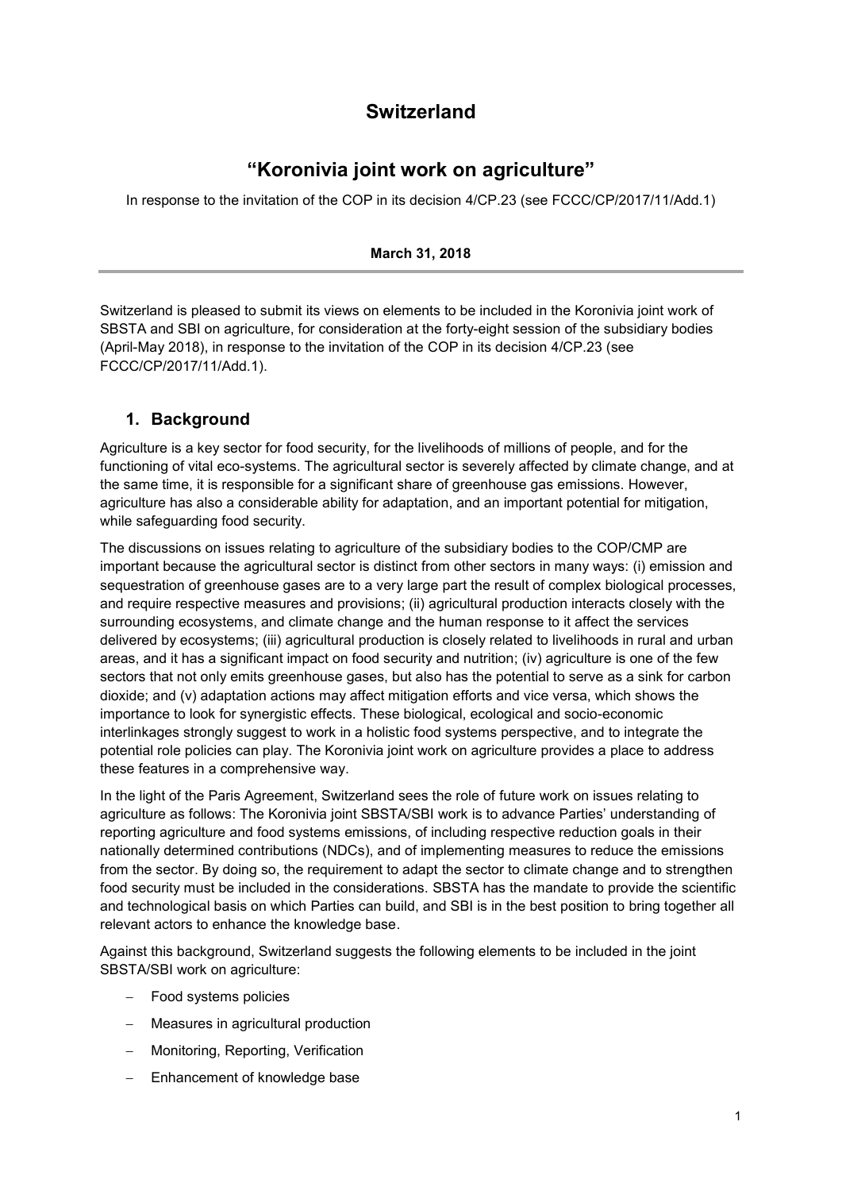# Switzerland

## "Koronivia joint work on agriculture"

In response to the invitation of the COP in its decision 4/CP.23 (see FCCC/CP/2017/11/Add.1)

**March 31, 2018**

---

Switzerland is pleased to submit its views on elements to be included in the Koronivia joint work of SBSTA and SBI on agriculture, for consideration at the forty-eight session of the subsidiary bodies (April-May 2018), in response to the invitation of the COP in its decision 4/CP.23 (see FCCC/CP/2017/11/Add.1).

### 1. Background

Agriculture is a key sector for food security, for the livelihoods of millions of people, and for the functioning of vital eco-systems. The agricultural sector is severely affected by climate change, and at the same time, it is responsible for a significant share of greenhouse gas emissions. However, agriculture has also a considerable ability for adaptation, and an important potential for mitigation, while safeguarding food security.

The discussions on issues relating to agriculture of the subsidiary bodies to the COP/CMP are important because the agricultural sector is distinct from other sectors in many ways: (i) emission and sequestration of greenhouse gases are to a very large part the result of complex biological processes, and require respective measures and provisions; (ii) agricultural production interacts closely with the surrounding ecosystems, and climate change and the human response to it affect the services delivered by ecosystems; (iii) agricultural production is closely related to livelihoods in rural and urban areas, and it has a significant impact on food security and nutrition; (iv) agriculture is one of the few sectors that not only emits greenhouse gases, but also has the potential to serve as a sink for carbon dioxide; and (v) adaptation actions may affect mitigation efforts and vice versa, which shows the importance to look for synergistic effects. These biological, ecological and socio-economic interlinkages strongly suggest to work in a holistic food systems perspective, and to integrate the potential role policies can play. The Koronivia joint work on agriculture provides a place to address these features in a comprehensive way.

In the light of the Paris Agreement, Switzerland sees the role of future work on issues relating to agriculture as follows: The Koronivia joint SBSTA/SBI work is to advance Parties' understanding of reporting agriculture and food systems emissions, of including respective reduction goals in their nationally determined contributions (NDCs), and of implementing measures to reduce the emissions from the sector. By doing so, the requirement to adapt the sector to climate change and to strengthen food security must be included in the considerations. SBSTA has the mandate to provide the scientific and technological basis on which Parties can build, and SBI is in the best position to bring together all relevant actors to enhance the knowledge base.

Against this background, Switzerland suggests the following elements to be included in the joint SBSTA/SBI work on agriculture:

- Food systems policies
- Measures in agricultural production
- Monitoring, Reporting, Verification
- Enhancement of knowledge base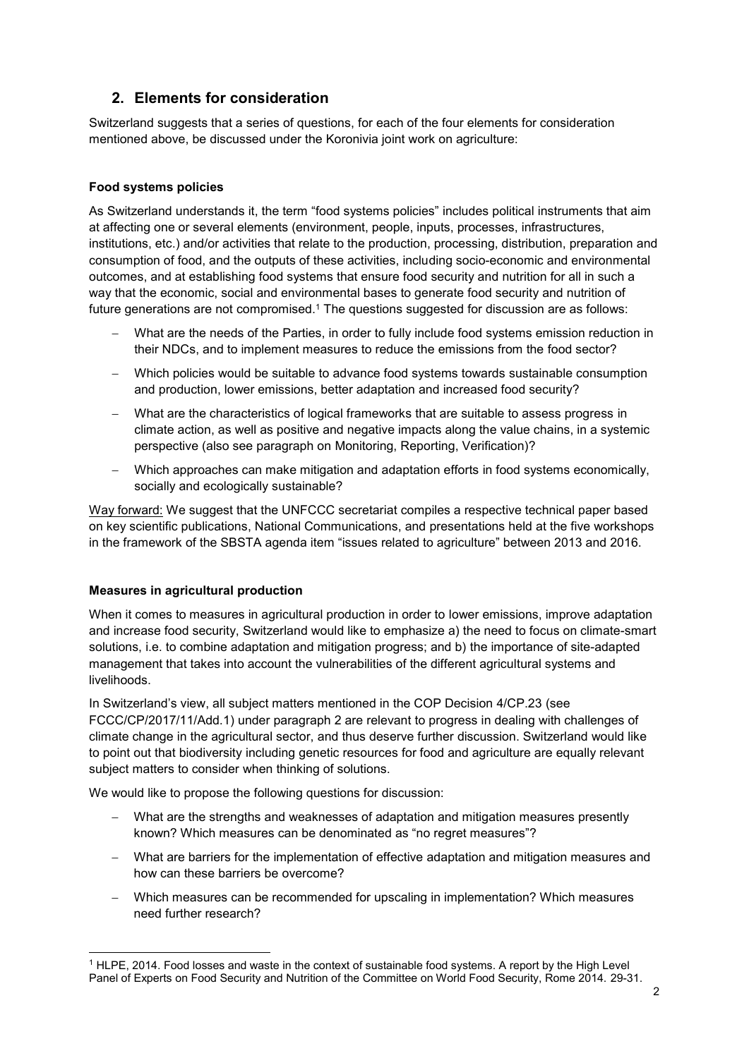## 2. Elements for consideration

Switzerland suggests that a series of questions, for each of the four elements for consideration mentioned above, be discussed under the Koronivia joint work on agriculture:

**Food systems policies**

As Switzerland understands it, the term "food systems policies" includes political instruments that aim at affecting one or several elements (environment, people, inputs, processes, infrastructures, institutions, etc.) and/or activities that relate to the production, processing, distribution, preparation and consumption of food, and the outputs of these activities, including socio-economic and environmental outcomes, and at establishing food systems that ensure food security and nutrition for all in such a way that the economic, social and environmental bases to generate food security and nutrition of future generations are not compromised.[1] The questions suggested for discussion are as follows:

- What are the needs of the Parties, in order to fully include food systems emission reduction in their NDCs, and to implement measures to reduce the emissions from the food sector?
- Which policies would be suitable to advance food systems towards sustainable consumption and production, lower emissions, better adaptation and increased food security?
- What are the characteristics of logical frameworks that are suitable to assess progress in climate action, as well as positive and negative impacts along the value chains, in a systemic perspective (also see paragraph on Monitoring, Reporting, Verification)?
- Which approaches can make mitigation and adaptation efforts in food systems economically, socially and ecologically sustainable?

Way forward: We suggest that the UNFCCC secretariat compiles a respective technical paper based on key scientific publications, National Communications, and presentations held at the five workshops in the framework of the SBSTA agenda item "issues related to agriculture" between 2013 and 2016.

**Measures in agricultural production**

When it comes to measures in agricultural production in order to lower emissions, improve adaptation and increase food security, Switzerland would like to emphasize a) the need to focus on climate-smart solutions, i.e. to combine adaptation and mitigation progress; and b) the importance of site-adapted management that takes into account the vulnerabilities of the different agricultural systems and livelihoods.

In Switzerland's view, all subject matters mentioned in the COP Decision 4/CP.23 (see FCCC/CP/2017/11/Add.1) under paragraph 2 are relevant to progress in dealing with challenges of climate change in the agricultural sector, and thus deserve further discussion. Switzerland would like to point out that biodiversity including genetic resources for food and agriculture are equally relevant subject matters to consider when thinking of solutions.

We would like to propose the following questions for discussion:

- What are the strengths and weaknesses of adaptation and mitigation measures presently known? Which measures can be denominated as "no regret measures"?
- What are barriers for the implementation of effective adaptation and mitigation measures and how can these barriers be overcome?
- Which measures can be recommended for upscaling in implementation? Which measures need further research?

[1] HLPE, 2014. Food losses and waste in the context of sustainable food systems. A report by the High Level Panel of Experts on Food Security and Nutrition of the Committee on World Food Security, Rome 2014. 29-31.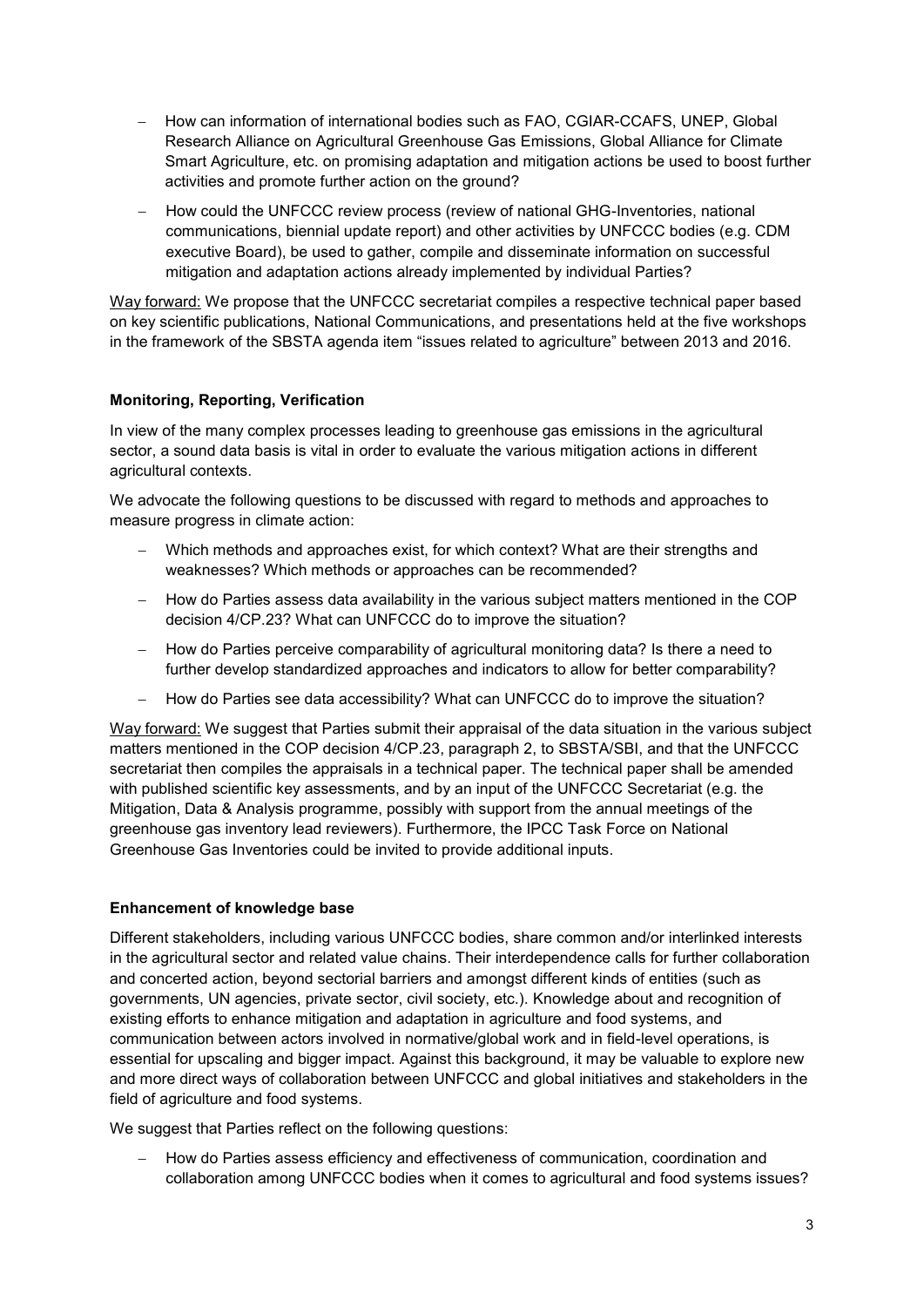- How can information of international bodies such as FAO, CGIAR-CCAFS, UNEP, Global Research Alliance on Agricultural Greenhouse Gas Emissions, Global Alliance for Climate Smart Agriculture, etc. on promising adaptation and mitigation actions be used to boost further activities and promote further action on the ground?
- How could the UNFCCC review process (review of national GHG-Inventories, national communications, biennial update report) and other activities by UNFCCC bodies (e.g. CDM executive Board), be used to gather, compile and disseminate information on successful mitigation and adaptation actions already implemented by individual Parties?

Way forward: We propose that the UNFCCC secretariat compiles a respective technical paper based on key scientific publications, National Communications, and presentations held at the five workshops in the framework of the SBSTA agenda item "issues related to agriculture" between 2013 and 2016.

**Monitoring, Reporting, Verification**

In view of the many complex processes leading to greenhouse gas emissions in the agricultural sector, a sound data basis is vital in order to evaluate the various mitigation actions in different agricultural contexts.

We advocate the following questions to be discussed with regard to methods and approaches to measure progress in climate action:

- Which methods and approaches exist, for which context? What are their strengths and weaknesses? Which methods or approaches can be recommended?
- How do Parties assess data availability in the various subject matters mentioned in the COP decision 4/CP.23? What can UNFCCC do to improve the situation?
- How do Parties perceive comparability of agricultural monitoring data? Is there a need to further develop standardized approaches and indicators to allow for better comparability?
- How do Parties see data accessibility? What can UNFCCC do to improve the situation?

Way forward: We suggest that Parties submit their appraisal of the data situation in the various subject matters mentioned in the COP decision 4/CP.23, paragraph 2, to SBSTA/SBI, and that the UNFCCC secretariat then compiles the appraisals in a technical paper. The technical paper shall be amended with published scientific key assessments, and by an input of the UNFCCC Secretariat (e.g. the Mitigation, Data & Analysis programme, possibly with support from the annual meetings of the greenhouse gas inventory lead reviewers). Furthermore, the IPCC Task Force on National Greenhouse Gas Inventories could be invited to provide additional inputs.

**Enhancement of knowledge base**

Different stakeholders, including various UNFCCC bodies, share common and/or interlinked interests in the agricultural sector and related value chains. Their interdependence calls for further collaboration and concerted action, beyond sectorial barriers and amongst different kinds of entities (such as governments, UN agencies, private sector, civil society, etc.). Knowledge about and recognition of existing efforts to enhance mitigation and adaptation in agriculture and food systems, and communication between actors involved in normative/global work and in field-level operations, is essential for upscaling and bigger impact. Against this background, it may be valuable to explore new and more direct ways of collaboration between UNFCCC and global initiatives and stakeholders in the field of agriculture and food systems.

We suggest that Parties reflect on the following questions:

- How do Parties assess efficiency and effectiveness of communication, coordination and collaboration among UNFCCC bodies when it comes to agricultural and food systems issues?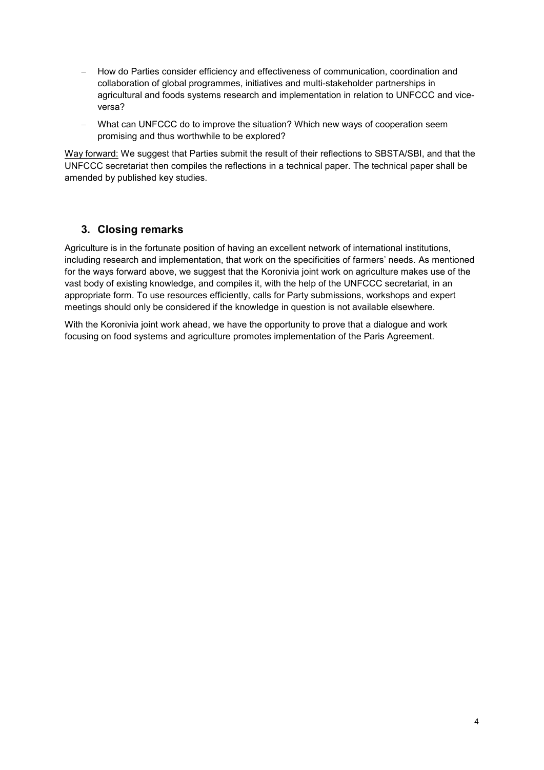- How do Parties consider efficiency and effectiveness of communication, coordination and collaboration of global programmes, initiatives and multi-stakeholder partnerships in agricultural and foods systems research and implementation in relation to UNFCCC and vice-versa?
- What can UNFCCC do to improve the situation? Which new ways of cooperation seem promising and thus worthwhile to be explored?

Way forward: We suggest that Parties submit the result of their reflections to SBSTA/SBI, and that the UNFCCC secretariat then compiles the reflections in a technical paper. The technical paper shall be amended by published key studies.

## 3. Closing remarks

Agriculture is in the fortunate position of having an excellent network of international institutions, including research and implementation, that work on the specificities of farmers' needs. As mentioned for the ways forward above, we suggest that the Koronivia joint work on agriculture makes use of the vast body of existing knowledge, and compiles it, with the help of the UNFCCC secretariat, in an appropriate form. To use resources efficiently, calls for Party submissions, workshops and expert meetings should only be considered if the knowledge in question is not available elsewhere.

With the Koronivia joint work ahead, we have the opportunity to prove that a dialogue and work focusing on food systems and agriculture promotes implementation of the Paris Agreement.